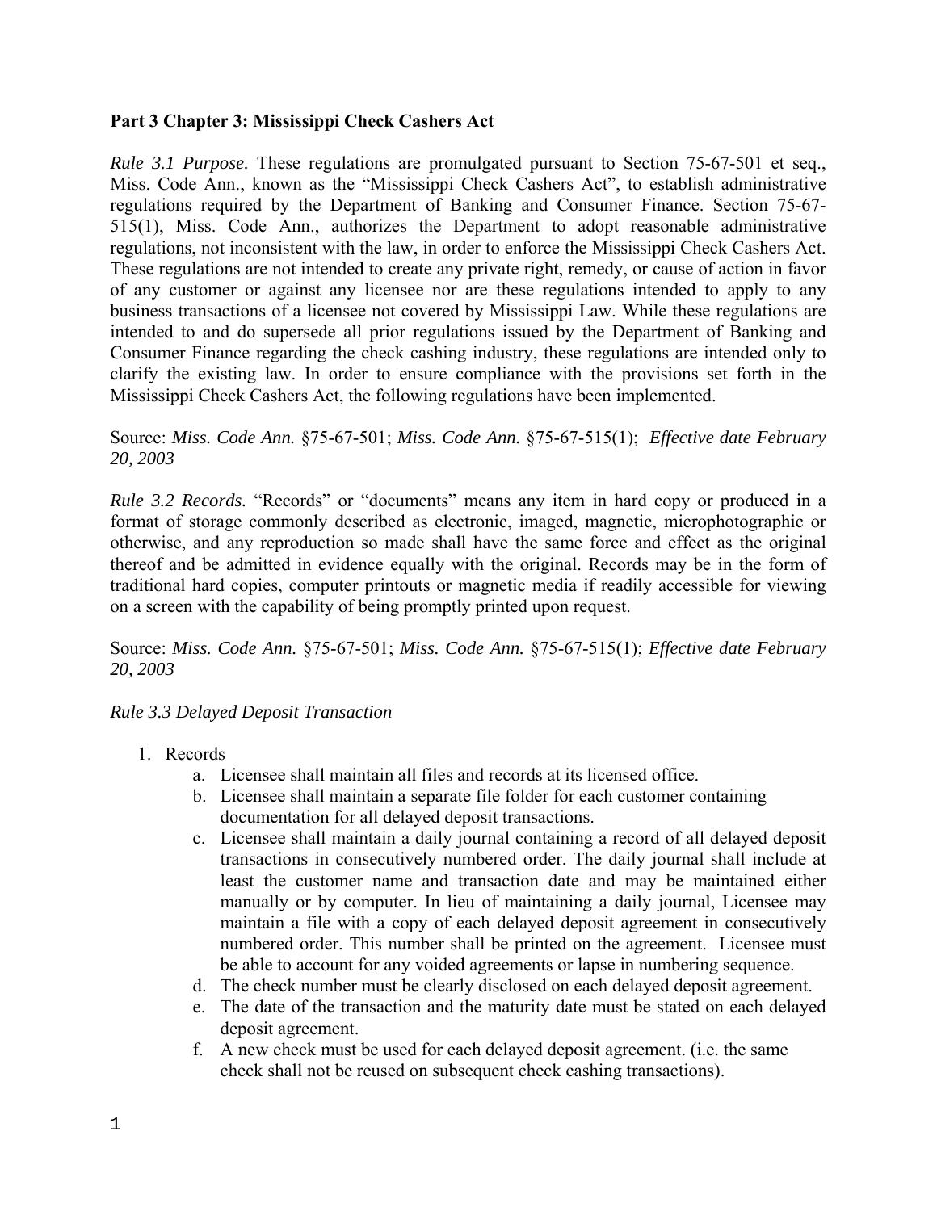**Part 3 Chapter 3: Mississippi Check Cashers Act**

*Rule 3.1 Purpose.* These regulations are promulgated pursuant to Section 75-67-501 et seq., Miss. Code Ann., known as the "Mississippi Check Cashers Act", to establish administrative regulations required by the Department of Banking and Consumer Finance. Section 75-67-515(1), Miss. Code Ann., authorizes the Department to adopt reasonable administrative regulations, not inconsistent with the law, in order to enforce the Mississippi Check Cashers Act. These regulations are not intended to create any private right, remedy, or cause of action in favor of any customer or against any licensee nor are these regulations intended to apply to any business transactions of a licensee not covered by Mississippi Law. While these regulations are intended to and do supersede all prior regulations issued by the Department of Banking and Consumer Finance regarding the check cashing industry, these regulations are intended only to clarify the existing law. In order to ensure compliance with the provisions set forth in the Mississippi Check Cashers Act, the following regulations have been implemented.

Source: *Miss. Code Ann.* §75-67-501; *Miss. Code Ann.* §75-67-515(1); *Effective date February 20, 2003*

*Rule 3.2 Records.* "Records" or "documents" means any item in hard copy or produced in a format of storage commonly described as electronic, imaged, magnetic, microphotographic or otherwise, and any reproduction so made shall have the same force and effect as the original thereof and be admitted in evidence equally with the original. Records may be in the form of traditional hard copies, computer printouts or magnetic media if readily accessible for viewing on a screen with the capability of being promptly printed upon request.

Source: *Miss. Code Ann.* §75-67-501; *Miss. Code Ann.* §75-67-515(1); *Effective date February 20, 2003*

*Rule 3.3 Delayed Deposit Transaction*

1. Records
   a. Licensee shall maintain all files and records at its licensed office.
   b. Licensee shall maintain a separate file folder for each customer containing documentation for all delayed deposit transactions.
   c. Licensee shall maintain a daily journal containing a record of all delayed deposit transactions in consecutively numbered order. The daily journal shall include at least the customer name and transaction date and may be maintained either manually or by computer. In lieu of maintaining a daily journal, Licensee may maintain a file with a copy of each delayed deposit agreement in consecutively numbered order. This number shall be printed on the agreement. Licensee must be able to account for any voided agreements or lapse in numbering sequence.
   d. The check number must be clearly disclosed on each delayed deposit agreement.
   e. The date of the transaction and the maturity date must be stated on each delayed deposit agreement.
   f. A new check must be used for each delayed deposit agreement. (i.e. the same check shall not be reused on subsequent check cashing transactions).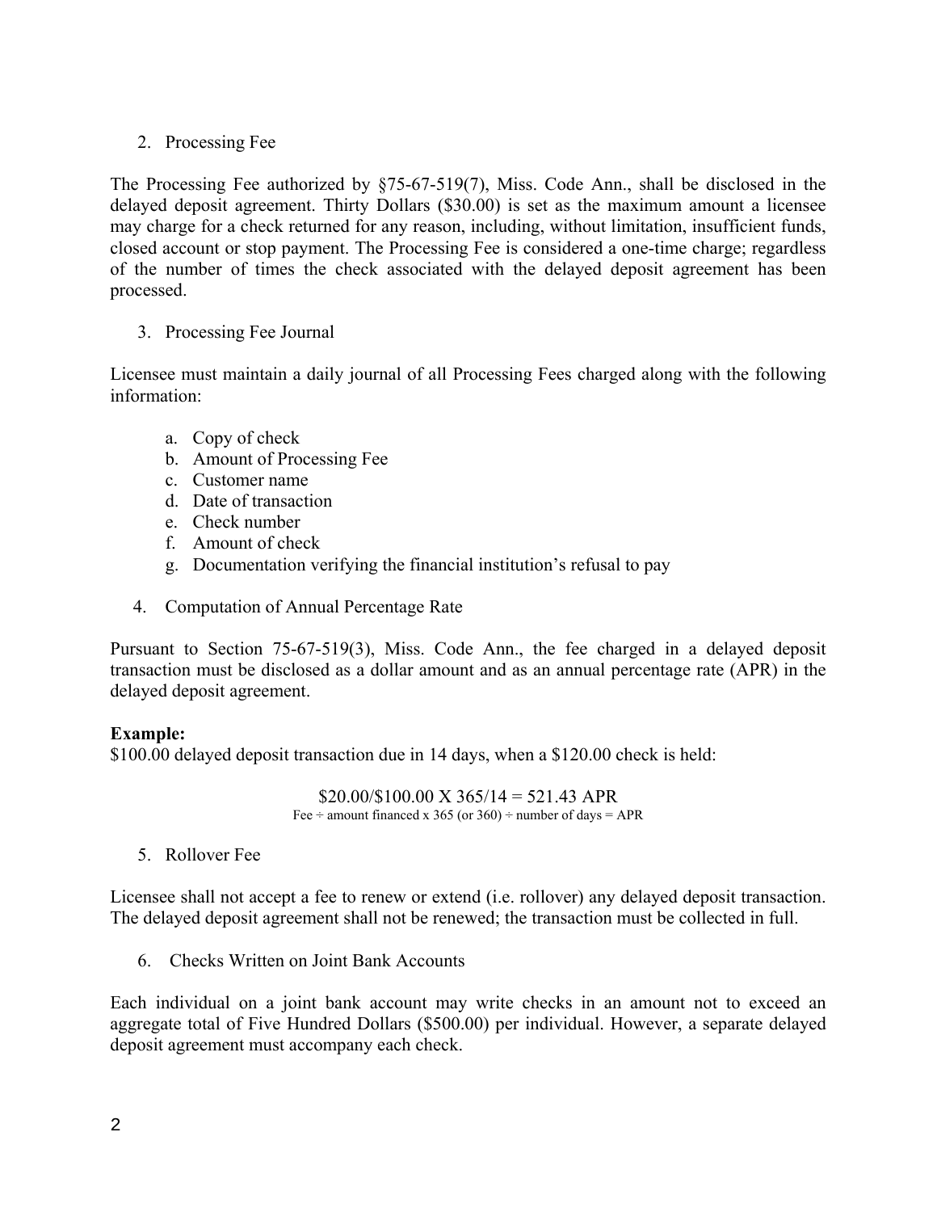2. Processing Fee

The Processing Fee authorized by §75-67-519(7), Miss. Code Ann., shall be disclosed in the delayed deposit agreement. Thirty Dollars ($30.00) is set as the maximum amount a licensee may charge for a check returned for any reason, including, without limitation, insufficient funds, closed account or stop payment. The Processing Fee is considered a one-time charge; regardless of the number of times the check associated with the delayed deposit agreement has been processed.

3. Processing Fee Journal

Licensee must maintain a daily journal of all Processing Fees charged along with the following information:

a. Copy of check
b. Amount of Processing Fee
c. Customer name
d. Date of transaction
e. Check number
f. Amount of check
g. Documentation verifying the financial institution's refusal to pay

4. Computation of Annual Percentage Rate

Pursuant to Section 75-67-519(3), Miss. Code Ann., the fee charged in a delayed deposit transaction must be disclosed as a dollar amount and as an annual percentage rate (APR) in the delayed deposit agreement.

**Example:**
$100.00 delayed deposit transaction due in 14 days, when a $120.00 check is held:

$$\$20.00/\$100.00 \text{ X } 365/14 = 521.43 \text{ APR}$$

Fee ÷ amount financed x 365 (or 360) ÷ number of days = APR

5. Rollover Fee

Licensee shall not accept a fee to renew or extend (i.e. rollover) any delayed deposit transaction. The delayed deposit agreement shall not be renewed; the transaction must be collected in full.

6. Checks Written on Joint Bank Accounts

Each individual on a joint bank account may write checks in an amount not to exceed an aggregate total of Five Hundred Dollars ($500.00) per individual. However, a separate delayed deposit agreement must accompany each check.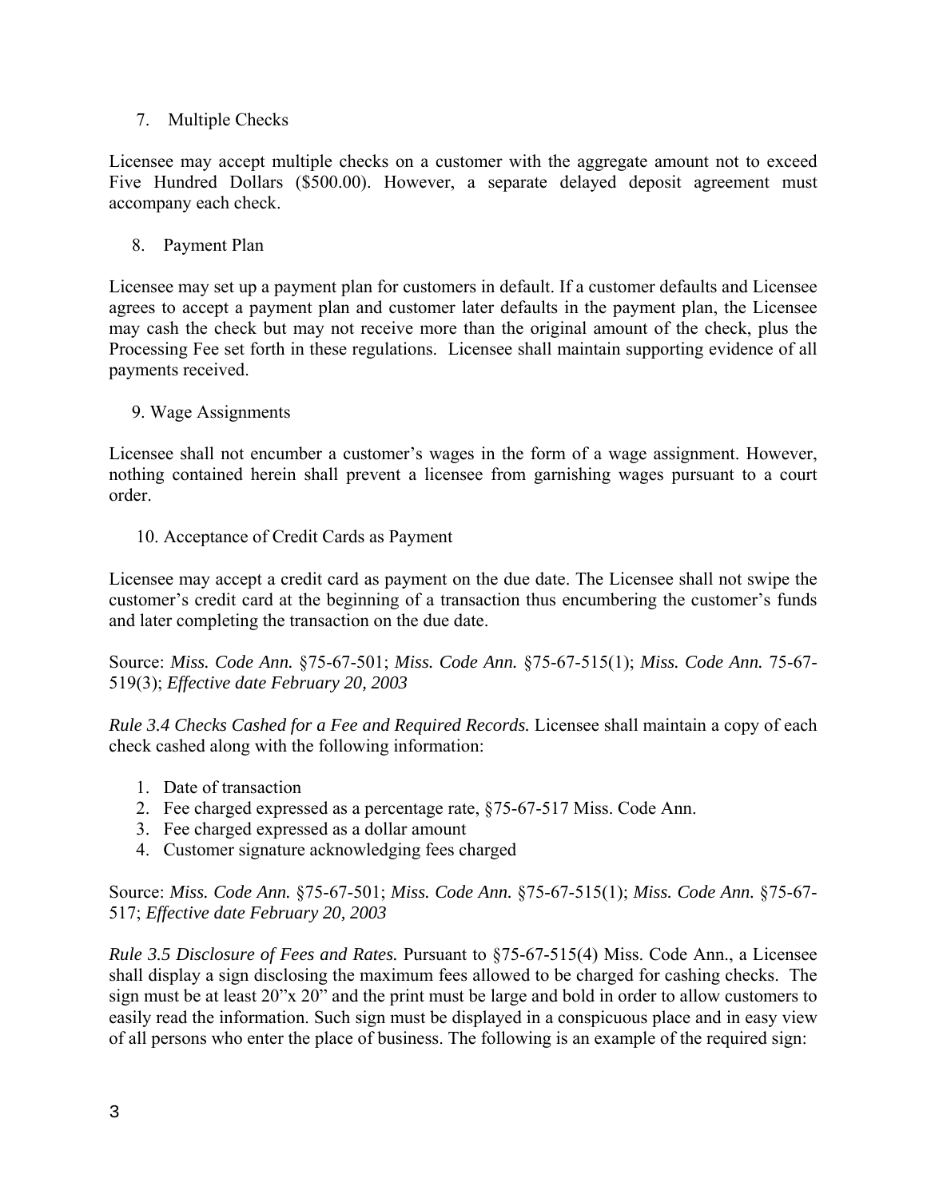7. Multiple Checks

Licensee may accept multiple checks on a customer with the aggregate amount not to exceed Five Hundred Dollars ($500.00). However, a separate delayed deposit agreement must accompany each check.

8. Payment Plan

Licensee may set up a payment plan for customers in default. If a customer defaults and Licensee agrees to accept a payment plan and customer later defaults in the payment plan, the Licensee may cash the check but may not receive more than the original amount of the check, plus the Processing Fee set forth in these regulations. Licensee shall maintain supporting evidence of all payments received.

9. Wage Assignments

Licensee shall not encumber a customer's wages in the form of a wage assignment. However, nothing contained herein shall prevent a licensee from garnishing wages pursuant to a court order.

10. Acceptance of Credit Cards as Payment

Licensee may accept a credit card as payment on the due date. The Licensee shall not swipe the customer's credit card at the beginning of a transaction thus encumbering the customer's funds and later completing the transaction on the due date.

Source: *Miss. Code Ann.* §75-67-501; *Miss. Code Ann.* §75-67-515(1); *Miss. Code Ann.* 75-67-519(3); *Effective date February 20, 2003*

*Rule 3.4 Checks Cashed for a Fee and Required Records.* Licensee shall maintain a copy of each check cashed along with the following information:

1. Date of transaction
2. Fee charged expressed as a percentage rate, §75-67-517 Miss. Code Ann.
3. Fee charged expressed as a dollar amount
4. Customer signature acknowledging fees charged

Source: *Miss. Code Ann.* §75-67-501; *Miss. Code Ann.* §75-67-515(1); *Miss. Code Ann.* §75-67-517; *Effective date February 20, 2003*

*Rule 3.5 Disclosure of Fees and Rates.* Pursuant to §75-67-515(4) Miss. Code Ann., a Licensee shall display a sign disclosing the maximum fees allowed to be charged for cashing checks. The sign must be at least 20"x 20" and the print must be large and bold in order to allow customers to easily read the information. Such sign must be displayed in a conspicuous place and in easy view of all persons who enter the place of business. The following is an example of the required sign: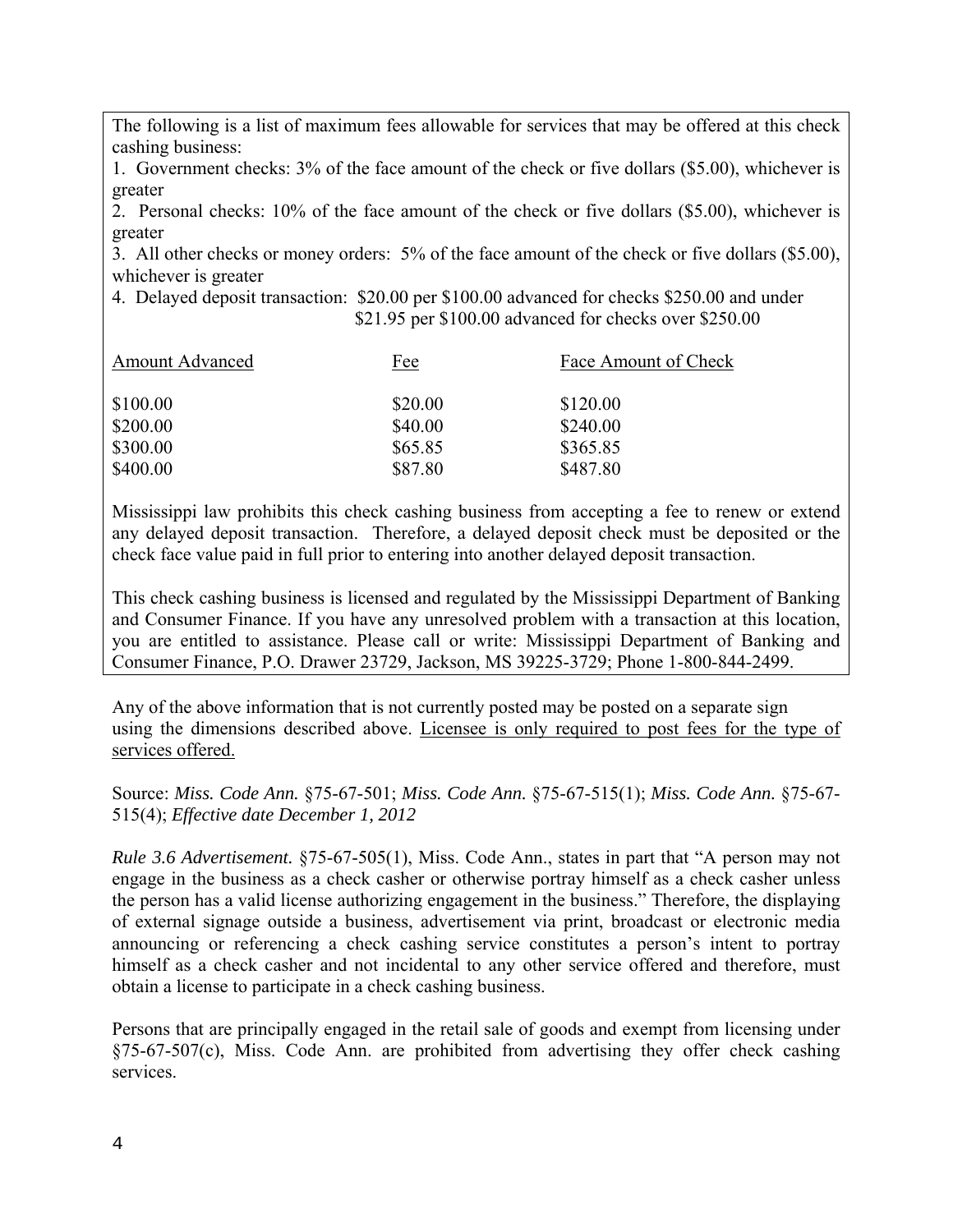The following is a list of maximum fees allowable for services that may be offered at this check cashing business:

1. Government checks: 3% of the face amount of the check or five dollars ($5.00), whichever is greater
2. Personal checks: 10% of the face amount of the check or five dollars ($5.00), whichever is greater
3. All other checks or money orders: 5% of the face amount of the check or five dollars ($5.00), whichever is greater
4. Delayed deposit transaction: $20.00 per $100.00 advanced for checks $250.00 and under
   $21.95 per $100.00 advanced for checks over $250.00

| Amount Advanced | Fee | Face Amount of Check |
|---|---|---|
| $100.00 | $20.00 | $120.00 |
| $200.00 | $40.00 | $240.00 |
| $300.00 | $65.85 | $365.85 |
| $400.00 | $87.80 | $487.80 |

Mississippi law prohibits this check cashing business from accepting a fee to renew or extend any delayed deposit transaction. Therefore, a delayed deposit check must be deposited or the check face value paid in full prior to entering into another delayed deposit transaction.

This check cashing business is licensed and regulated by the Mississippi Department of Banking and Consumer Finance. If you have any unresolved problem with a transaction at this location, you are entitled to assistance. Please call or write: Mississippi Department of Banking and Consumer Finance, P.O. Drawer 23729, Jackson, MS 39225-3729; Phone 1-800-844-2499.

Any of the above information that is not currently posted may be posted on a separate sign using the dimensions described above. Licensee is only required to post fees for the type of services offered.

Source: *Miss. Code Ann.* §75-67-501; *Miss. Code Ann.* §75-67-515(1); *Miss. Code Ann.* §75-67-515(4); *Effective date December 1, 2012*

*Rule 3.6 Advertisement.* §75-67-505(1), Miss. Code Ann., states in part that "A person may not engage in the business as a check casher or otherwise portray himself as a check casher unless the person has a valid license authorizing engagement in the business." Therefore, the displaying of external signage outside a business, advertisement via print, broadcast or electronic media announcing or referencing a check cashing service constitutes a person's intent to portray himself as a check casher and not incidental to any other service offered and therefore, must obtain a license to participate in a check cashing business.

Persons that are principally engaged in the retail sale of goods and exempt from licensing under §75-67-507(c), Miss. Code Ann. are prohibited from advertising they offer check cashing services.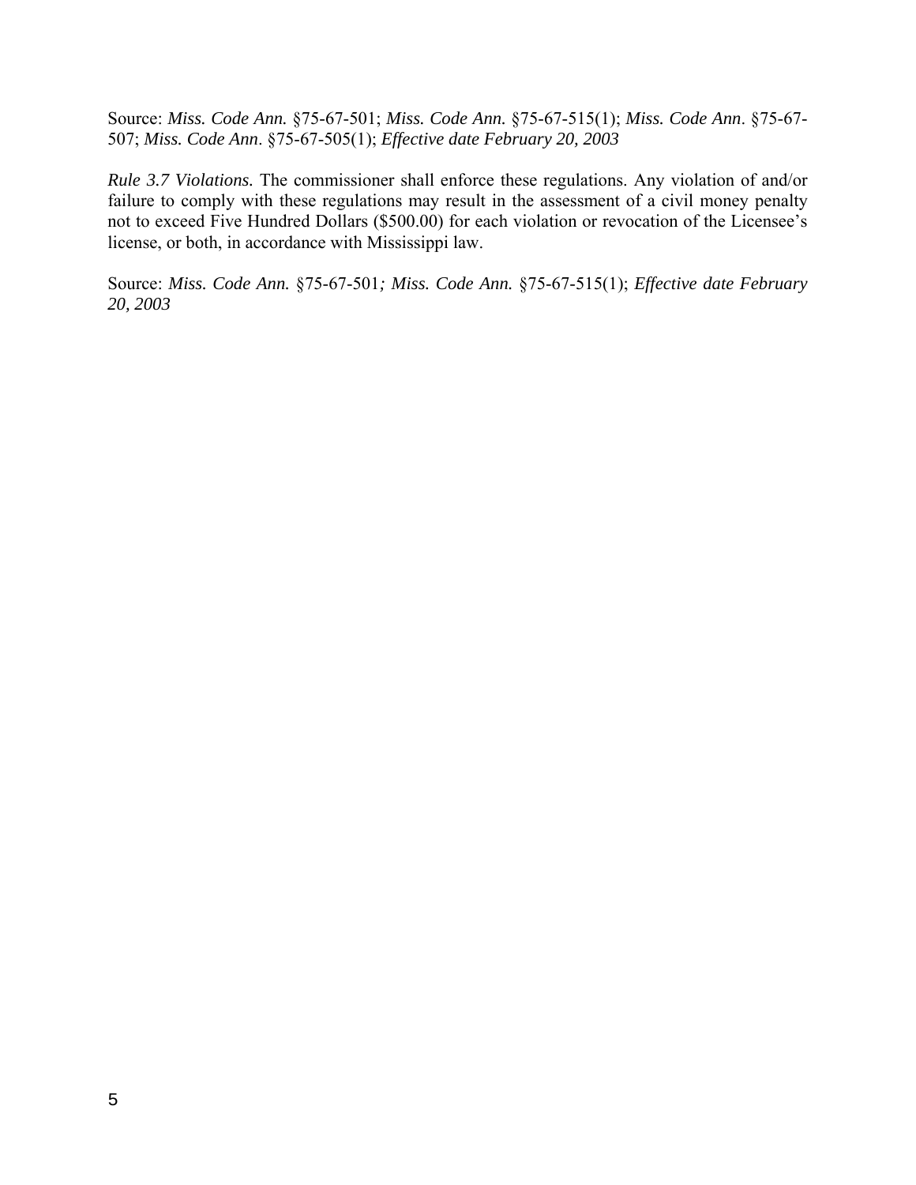Source: *Miss. Code Ann.* §75-67-501; *Miss. Code Ann.* §75-67-515(1); *Miss. Code Ann*. §75-67-507; *Miss. Code Ann*. §75-67-505(1); *Effective date February 20, 2003*

*Rule 3.7 Violations.* The commissioner shall enforce these regulations. Any violation of and/or failure to comply with these regulations may result in the assessment of a civil money penalty not to exceed Five Hundred Dollars ($500.00) for each violation or revocation of the Licensee's license, or both, in accordance with Mississippi law.

Source: *Miss. Code Ann.* §75-67-501*; Miss. Code Ann.* §75-67-515(1); *Effective date February 20, 2003*